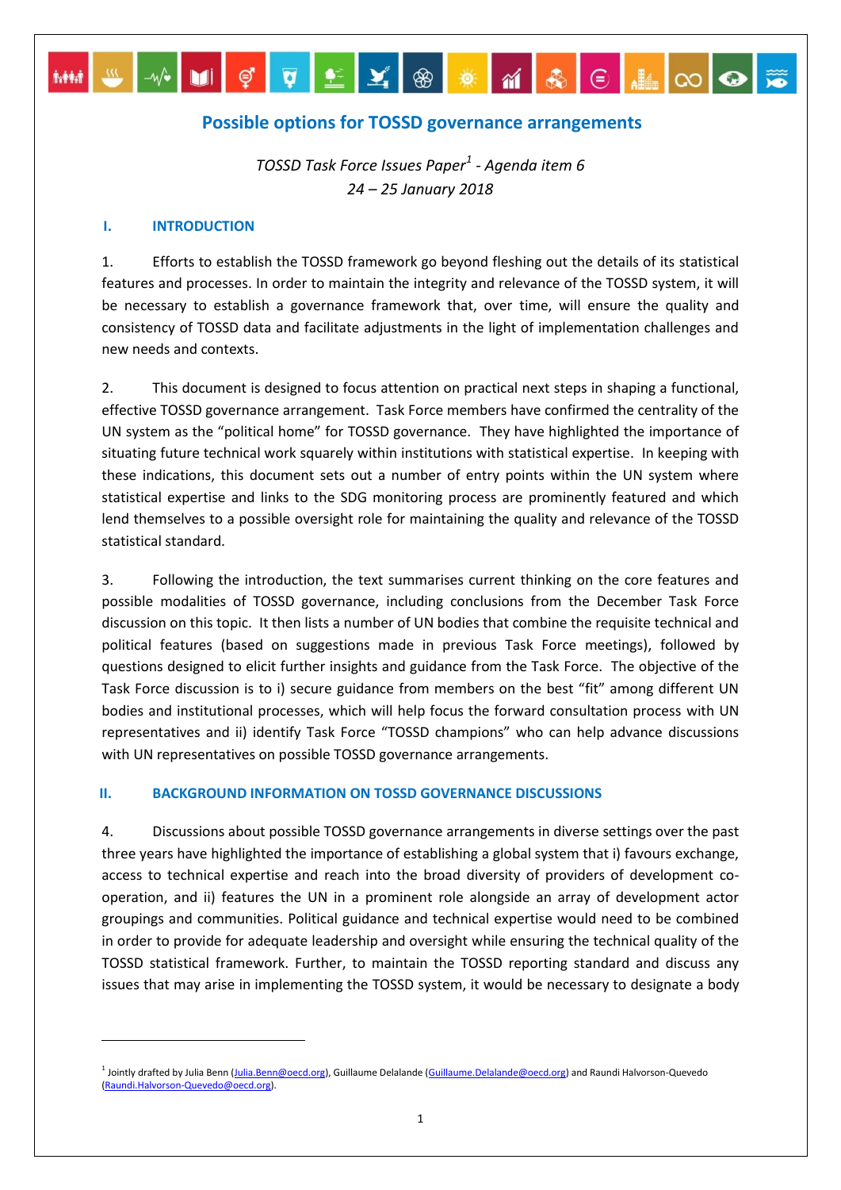# Possible options for TOSSD governance arrangements

*TOSSD Task Force Issues Paper[1] - Agenda item 6*
*24 – 25 January 2018*

## I. INTRODUCTION

1. Efforts to establish the TOSSD framework go beyond fleshing out the details of its statistical features and processes. In order to maintain the integrity and relevance of the TOSSD system, it will be necessary to establish a governance framework that, over time, will ensure the quality and consistency of TOSSD data and facilitate adjustments in the light of implementation challenges and new needs and contexts.

2. This document is designed to focus attention on practical next steps in shaping a functional, effective TOSSD governance arrangement. Task Force members have confirmed the centrality of the UN system as the "political home" for TOSSD governance. They have highlighted the importance of situating future technical work squarely within institutions with statistical expertise. In keeping with these indications, this document sets out a number of entry points within the UN system where statistical expertise and links to the SDG monitoring process are prominently featured and which lend themselves to a possible oversight role for maintaining the quality and relevance of the TOSSD statistical standard.

3. Following the introduction, the text summarises current thinking on the core features and possible modalities of TOSSD governance, including conclusions from the December Task Force discussion on this topic. It then lists a number of UN bodies that combine the requisite technical and political features (based on suggestions made in previous Task Force meetings), followed by questions designed to elicit further insights and guidance from the Task Force. The objective of the Task Force discussion is to i) secure guidance from members on the best "fit" among different UN bodies and institutional processes, which will help focus the forward consultation process with UN representatives and ii) identify Task Force "TOSSD champions" who can help advance discussions with UN representatives on possible TOSSD governance arrangements.

## II. BACKGROUND INFORMATION ON TOSSD GOVERNANCE DISCUSSIONS

4. Discussions about possible TOSSD governance arrangements in diverse settings over the past three years have highlighted the importance of establishing a global system that i) favours exchange, access to technical expertise and reach into the broad diversity of providers of development co-operation, and ii) features the UN in a prominent role alongside an array of development actor groupings and communities. Political guidance and technical expertise would need to be combined in order to provide for adequate leadership and oversight while ensuring the technical quality of the TOSSD statistical framework. Further, to maintain the TOSSD reporting standard and discuss any issues that may arise in implementing the TOSSD system, it would be necessary to designate a body

[1] Jointly drafted by Julia Benn (Julia.Benn@oecd.org), Guillaume Delalande (Guillaume.Delalande@oecd.org) and Raundi Halvorson-Quevedo (Raundi.Halvorson-Quevedo@oecd.org).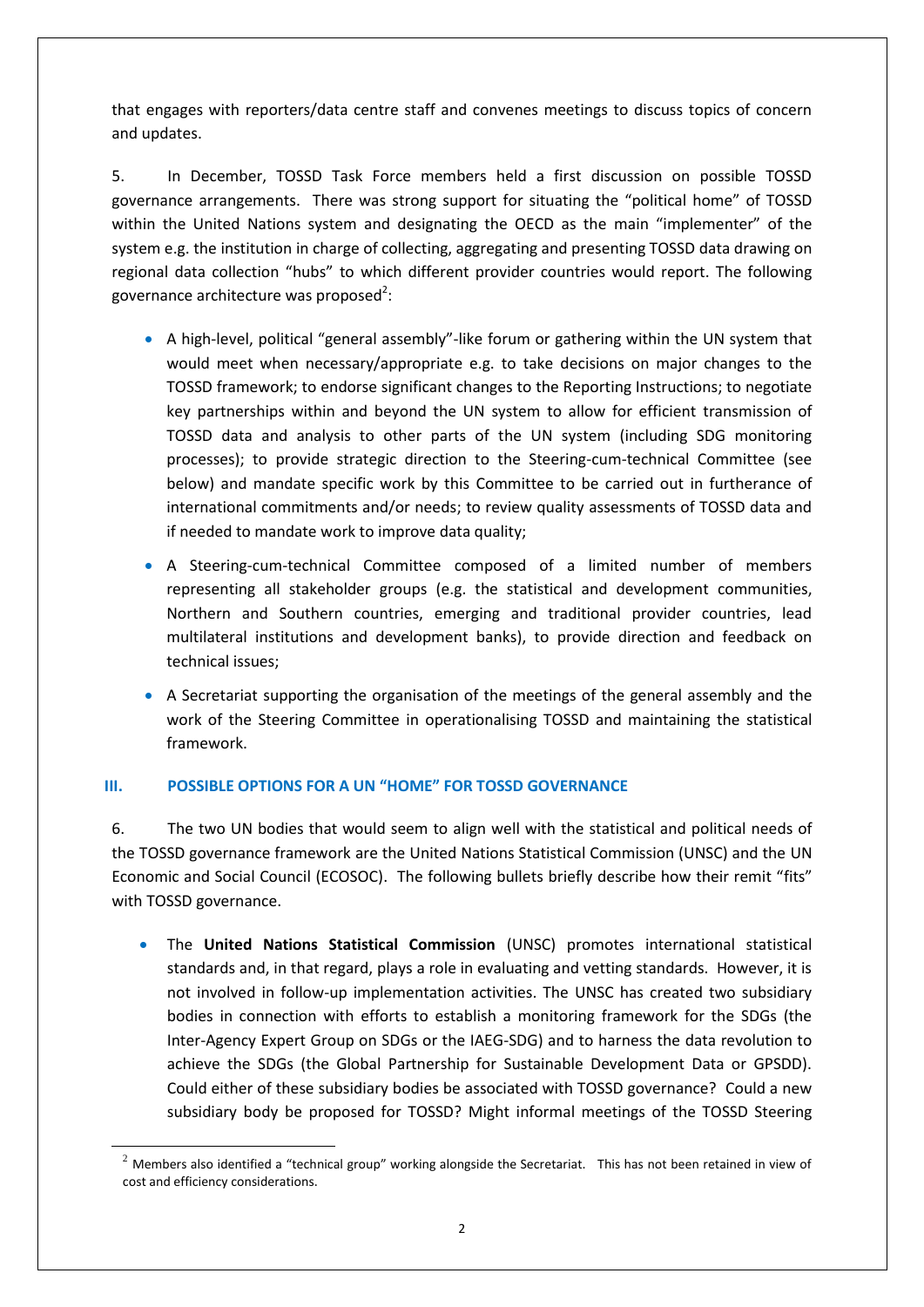that engages with reporters/data centre staff and convenes meetings to discuss topics of concern and updates.

5. In December, TOSSD Task Force members held a first discussion on possible TOSSD governance arrangements. There was strong support for situating the "political home" of TOSSD within the United Nations system and designating the OECD as the main "implementer" of the system e.g. the institution in charge of collecting, aggregating and presenting TOSSD data drawing on regional data collection "hubs" to which different provider countries would report. The following governance architecture was proposed[2]:

- A high-level, political "general assembly"-like forum or gathering within the UN system that would meet when necessary/appropriate e.g. to take decisions on major changes to the TOSSD framework; to endorse significant changes to the Reporting Instructions; to negotiate key partnerships within and beyond the UN system to allow for efficient transmission of TOSSD data and analysis to other parts of the UN system (including SDG monitoring processes); to provide strategic direction to the Steering-cum-technical Committee (see below) and mandate specific work by this Committee to be carried out in furtherance of international commitments and/or needs; to review quality assessments of TOSSD data and if needed to mandate work to improve data quality;
- A Steering-cum-technical Committee composed of a limited number of members representing all stakeholder groups (e.g. the statistical and development communities, Northern and Southern countries, emerging and traditional provider countries, lead multilateral institutions and development banks), to provide direction and feedback on technical issues;
- A Secretariat supporting the organisation of the meetings of the general assembly and the work of the Steering Committee in operationalising TOSSD and maintaining the statistical framework.

## III. POSSIBLE OPTIONS FOR A UN "HOME" FOR TOSSD GOVERNANCE

6. The two UN bodies that would seem to align well with the statistical and political needs of the TOSSD governance framework are the United Nations Statistical Commission (UNSC) and the UN Economic and Social Council (ECOSOC). The following bullets briefly describe how their remit "fits" with TOSSD governance.

- The **United Nations Statistical Commission** (UNSC) promotes international statistical standards and, in that regard, plays a role in evaluating and vetting standards. However, it is not involved in follow-up implementation activities. The UNSC has created two subsidiary bodies in connection with efforts to establish a monitoring framework for the SDGs (the Inter-Agency Expert Group on SDGs or the IAEG-SDG) and to harness the data revolution to achieve the SDGs (the Global Partnership for Sustainable Development Data or GPSDD). Could either of these subsidiary bodies be associated with TOSSD governance? Could a new subsidiary body be proposed for TOSSD? Might informal meetings of the TOSSD Steering

[2] Members also identified a "technical group" working alongside the Secretariat. This has not been retained in view of cost and efficiency considerations.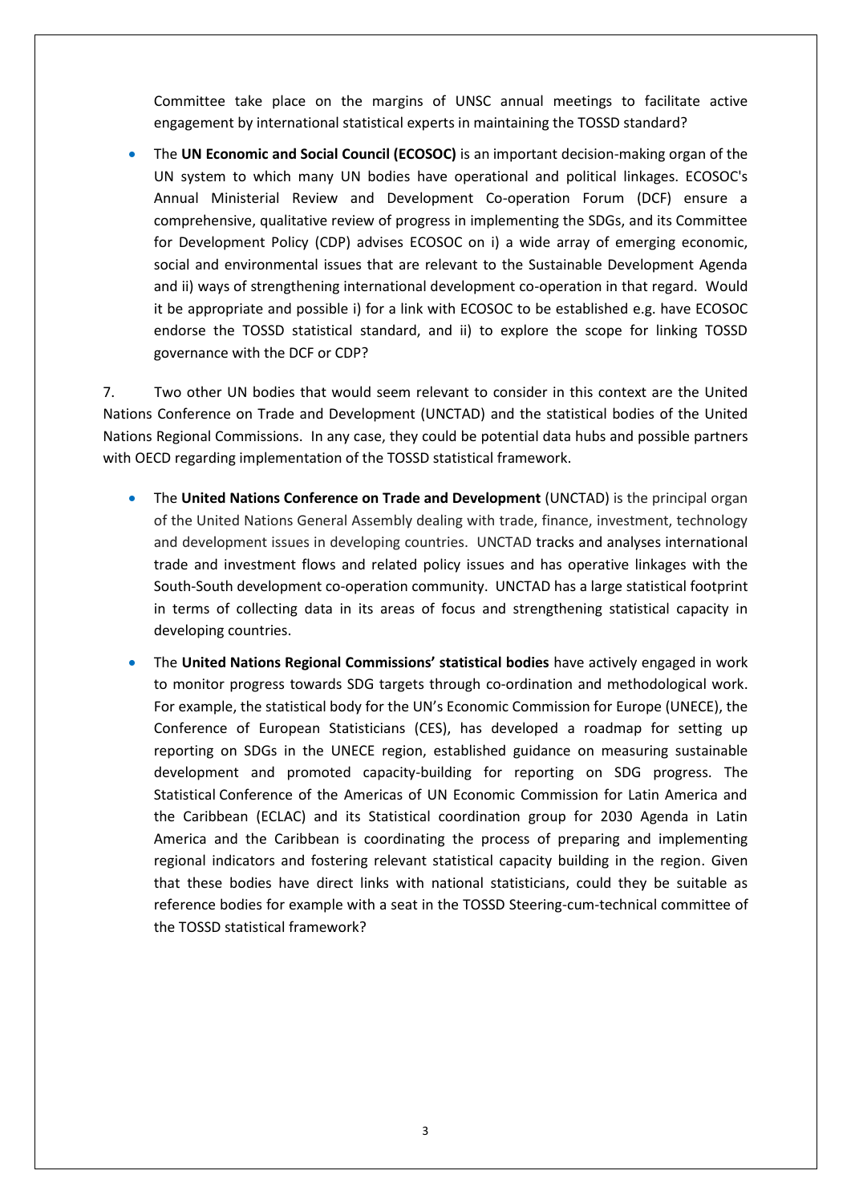Committee take place on the margins of UNSC annual meetings to facilitate active engagement by international statistical experts in maintaining the TOSSD standard?

- The **UN Economic and Social Council (ECOSOC)** is an important decision-making organ of the UN system to which many UN bodies have operational and political linkages. ECOSOC's Annual Ministerial Review and Development Co-operation Forum (DCF) ensure a comprehensive, qualitative review of progress in implementing the SDGs, and its Committee for Development Policy (CDP) advises ECOSOC on i) a wide array of emerging economic, social and environmental issues that are relevant to the Sustainable Development Agenda and ii) ways of strengthening international development co-operation in that regard. Would it be appropriate and possible i) for a link with ECOSOC to be established e.g. have ECOSOC endorse the TOSSD statistical standard, and ii) to explore the scope for linking TOSSD governance with the DCF or CDP?

7. Two other UN bodies that would seem relevant to consider in this context are the United Nations Conference on Trade and Development (UNCTAD) and the statistical bodies of the United Nations Regional Commissions. In any case, they could be potential data hubs and possible partners with OECD regarding implementation of the TOSSD statistical framework.

- The **United Nations Conference on Trade and Development** (UNCTAD) is the principal organ of the United Nations General Assembly dealing with trade, finance, investment, technology and development issues in developing countries. UNCTAD tracks and analyses international trade and investment flows and related policy issues and has operative linkages with the South-South development co-operation community. UNCTAD has a large statistical footprint in terms of collecting data in its areas of focus and strengthening statistical capacity in developing countries.

- The **United Nations Regional Commissions' statistical bodies** have actively engaged in work to monitor progress towards SDG targets through co-ordination and methodological work. For example, the statistical body for the UN's Economic Commission for Europe (UNECE), the Conference of European Statisticians (CES), has developed a roadmap for setting up reporting on SDGs in the UNECE region, established guidance on measuring sustainable development and promoted capacity-building for reporting on SDG progress. The Statistical Conference of the Americas of UN Economic Commission for Latin America and the Caribbean (ECLAC) and its Statistical coordination group for 2030 Agenda in Latin America and the Caribbean is coordinating the process of preparing and implementing regional indicators and fostering relevant statistical capacity building in the region. Given that these bodies have direct links with national statisticians, could they be suitable as reference bodies for example with a seat in the TOSSD Steering-cum-technical committee of the TOSSD statistical framework?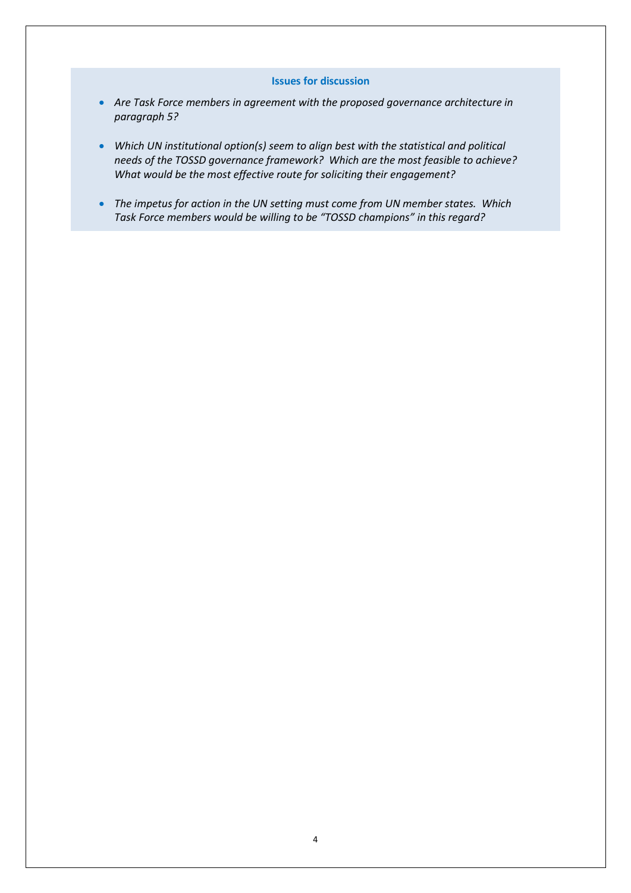### Issues for discussion

- *Are Task Force members in agreement with the proposed governance architecture in paragraph 5?*
- *Which UN institutional option(s) seem to align best with the statistical and political needs of the TOSSD governance framework? Which are the most feasible to achieve? What would be the most effective route for soliciting their engagement?*
- *The impetus for action in the UN setting must come from UN member states. Which Task Force members would be willing to be "TOSSD champions" in this regard?*